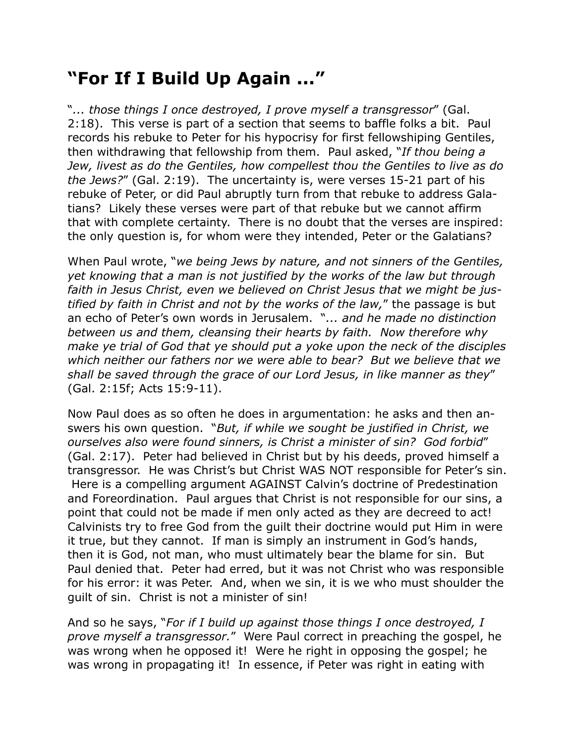# "For If I Build Up Again ..."

"*... those things I once destroyed, I prove myself a transgressor*" (Gal. 2:18). This verse is part of a section that seems to baffle folks a bit. Paul records his rebuke to Peter for his hypocrisy for first fellowshiping Gentiles, then withdrawing that fellowship from them. Paul asked, "*If thou being a Jew, livest as do the Gentiles, how compellest thou the Gentiles to live as do the Jews?*" (Gal. 2:19). The uncertainty is, were verses 15-21 part of his rebuke of Peter, or did Paul abruptly turn from that rebuke to address Galatians? Likely these verses were part of that rebuke but we cannot affirm that with complete certainty. There is no doubt that the verses are inspired: the only question is, for whom were they intended, Peter or the Galatians?

When Paul wrote, "*we being Jews by nature, and not sinners of the Gentiles, yet knowing that a man is not justified by the works of the law but through faith in Jesus Christ, even we believed on Christ Jesus that we might be justified by faith in Christ and not by the works of the law,*" the passage is but an echo of Peter's own words in Jerusalem. "*... and he made no distinction between us and them, cleansing their hearts by faith. Now therefore why make ye trial of God that ye should put a yoke upon the neck of the disciples which neither our fathers nor we were able to bear? But we believe that we shall be saved through the grace of our Lord Jesus, in like manner as they*" (Gal. 2:15f; Acts 15:9-11).

Now Paul does as so often he does in argumentation: he asks and then answers his own question. "*But, if while we sought be justified in Christ, we ourselves also were found sinners, is Christ a minister of sin? God forbid*" (Gal. 2:17). Peter had believed in Christ but by his deeds, proved himself a transgressor. He was Christ's but Christ WAS NOT responsible for Peter's sin. Here is a compelling argument AGAINST Calvin's doctrine of Predestination and Foreordination. Paul argues that Christ is not responsible for our sins, a point that could not be made if men only acted as they are decreed to act! Calvinists try to free God from the guilt their doctrine would put Him in were it true, but they cannot. If man is simply an instrument in God's hands, then it is God, not man, who must ultimately bear the blame for sin. But Paul denied that. Peter had erred, but it was not Christ who was responsible for his error: it was Peter. And, when we sin, it is we who must shoulder the guilt of sin. Christ is not a minister of sin!

And so he says, "*For if I build up against those things I once destroyed, I prove myself a transgressor.*" Were Paul correct in preaching the gospel, he was wrong when he opposed it! Were he right in opposing the gospel; he was wrong in propagating it! In essence, if Peter was right in eating with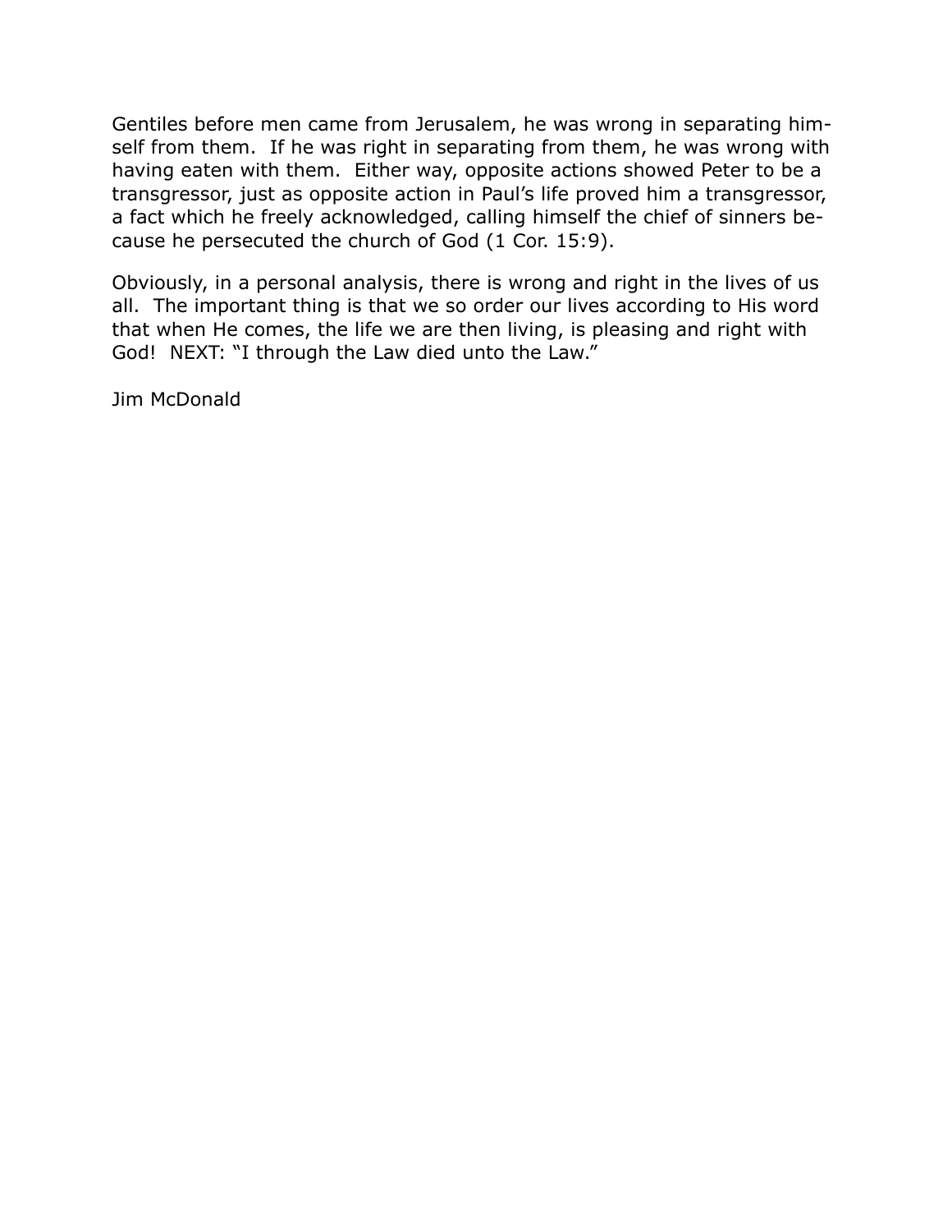Gentiles before men came from Jerusalem, he was wrong in separating himself from them. If he was right in separating from them, he was wrong with having eaten with them. Either way, opposite actions showed Peter to be a transgressor, just as opposite action in Paul's life proved him a transgressor, a fact which he freely acknowledged, calling himself the chief of sinners because he persecuted the church of God (1 Cor. 15:9).

Obviously, in a personal analysis, there is wrong and right in the lives of us all. The important thing is that we so order our lives according to His word that when He comes, the life we are then living, is pleasing and right with God! NEXT: "I through the Law died unto the Law."

Jim McDonald